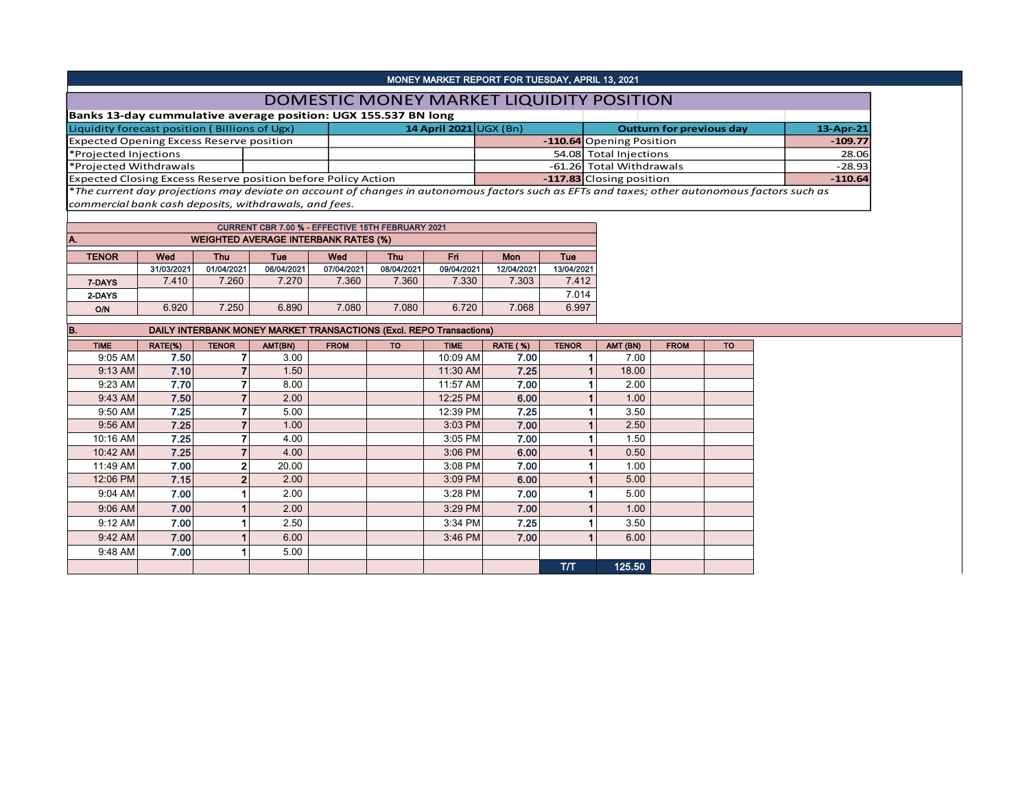MONEY MARKET REPORT FOR TUESDAY, APRIL 13, 2021

# DOMESTIC MONEY MARKET LIQUIDITY POSITION

**Banks 13-day cummulative average position: UGX 155.537 BN long**

| Liquidity forecast position ( Billions of Ugx) | 14 April 2021 UGX (Bn) | Outturn for previous day | 13-Apr-21 |
|---|---|---|---|
| Expected Opening Excess Reserve position | -110.64 | Opening Position | -109.77 |
| *Projected Injections | 54.08 | Total Injections | 28.06 |
| *Projected Withdrawals | -61.26 | Total Withdrawals | -28.93 |
| Expected Closing Excess Reserve position before Policy Action | -117.83 | Closing position | -110.64 |

*The current day projections may deviate on account of changes in autonomous factors such as EFTs and taxes; other autonomous factors such as commercial bank cash deposits, withdrawals, and fees.*

CURRENT CBR 7.00 % - EFFECTIVE 15TH FEBRUARY 2021

## A. WEIGHTED AVERAGE INTERBANK RATES (%)

| TENOR | Wed | Thu | Tue | Wed | Thu | Fri | Mon | Tue |
|---|---|---|---|---|---|---|---|---|
| | 31/03/2021 | 01/04/2021 | 06/04/2021 | 07/04/2021 | 08/04/2021 | 09/04/2021 | 12/04/2021 | 13/04/2021 |
| 7-DAYS | 7.410 | 7.260 | 7.270 | 7.360 | 7.360 | 7.330 | 7.303 | 7.412 |
| 2-DAYS | | | | | | | | 7.014 |
| O/N | 6.920 | 7.250 | 6.890 | 7.080 | 7.080 | 6.720 | 7.068 | 6.997 |

## B. DAILY INTERBANK MONEY MARKET TRANSACTIONS (Excl. REPO Transactions)

| TIME | RATE(%) | TENOR | AMT(BN) | FROM | TO | TIME | RATE ( %) | TENOR | AMT (BN) | FROM | TO |
|---|---|---|---|---|---|---|---|---|---|---|---|
| 9:05 AM | 7.50 | 7 | 3.00 | | | 10:09 AM | 7.00 | 1 | 7.00 | | |
| 9:13 AM | 7.10 | 7 | 1.50 | | | 11:30 AM | 7.25 | 1 | 18.00 | | |
| 9:23 AM | 7.70 | 7 | 8.00 | | | 11:57 AM | 7.00 | 1 | 2.00 | | |
| 9:43 AM | 7.50 | 7 | 2.00 | | | 12:25 PM | 6.00 | 1 | 1.00 | | |
| 9:50 AM | 7.25 | 7 | 5.00 | | | 12:39 PM | 7.25 | 1 | 3.50 | | |
| 9:56 AM | 7.25 | 7 | 1.00 | | | 3:03 PM | 7.00 | 1 | 2.50 | | |
| 10:16 AM | 7.25 | 7 | 4.00 | | | 3:05 PM | 7.00 | 1 | 1.50 | | |
| 10:42 AM | 7.25 | 7 | 4.00 | | | 3:06 PM | 6.00 | 1 | 0.50 | | |
| 11:49 AM | 7.00 | 2 | 20.00 | | | 3:08 PM | 7.00 | 1 | 1.00 | | |
| 12:06 PM | 7.15 | 2 | 2.00 | | | 3:09 PM | 6.00 | 1 | 5.00 | | |
| 9:04 AM | 7.00 | 1 | 2.00 | | | 3:28 PM | 7.00 | 1 | 5.00 | | |
| 9:06 AM | 7.00 | 1 | 2.00 | | | 3:29 PM | 7.00 | 1 | 1.00 | | |
| 9:12 AM | 7.00 | 1 | 2.50 | | | 3:34 PM | 7.25 | 1 | 3.50 | | |
| 9:42 AM | 7.00 | 1 | 6.00 | | | 3:46 PM | 7.00 | 1 | 6.00 | | |
| 9:48 AM | 7.00 | 1 | 5.00 | | | | | | | | |
| | | | | | | | | T/T | 125.50 | | |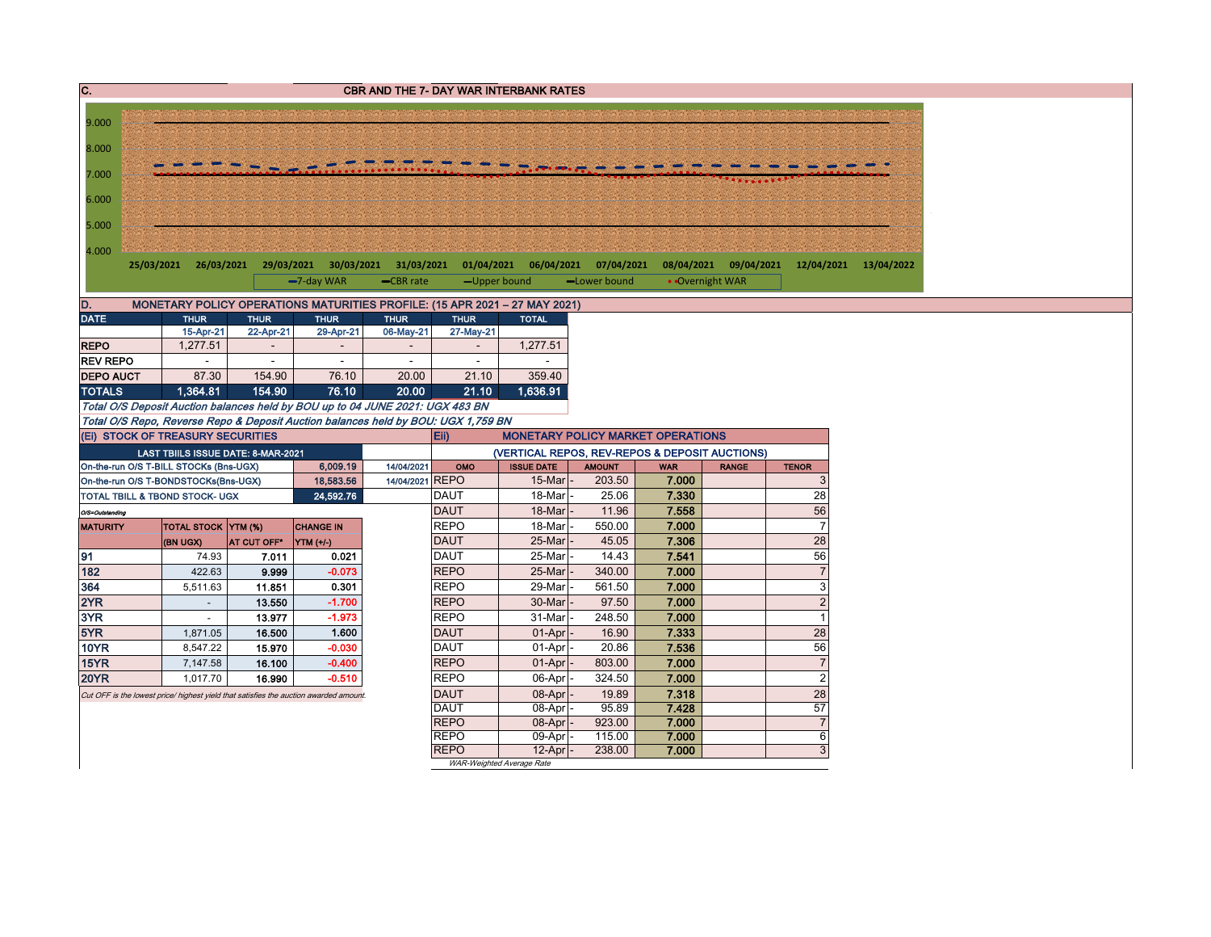## C. CBR AND THE 7- DAY WAR INTERBANK RATES

9.000
8.000
7.000
6.000
5.000
4.000

25/03/2021 26/03/2021 29/03/2021 30/03/2021 31/03/2021 01/04/2021 06/04/2021 07/04/2021 08/04/2021 09/04/2021 12/04/2021 13/04/2022

7-day WAR — CBR rate — Upper bound — Lower bound — Overnight WAR

## D. MONETARY POLICY OPERATIONS MATURITIES PROFILE: (15 APR 2021 – 27 MAY 2021)

| DATE | THUR | THUR | THUR | THUR | THUR | TOTAL |
|---|---|---|---|---|---|---|
| | 15-Apr-21 | 22-Apr-21 | 29-Apr-21 | 06-May-21 | 27-May-21 | |
| REPO | 1,277.51 | - | - | - | - | 1,277.51 |
| REV REPO | - | - | - | - | - | - |
| DEPO AUCT | 87.30 | 154.90 | 76.10 | 20.00 | 21.10 | 359.40 |
| TOTALS | 1,364.81 | 154.90 | 76.10 | 20.00 | 21.10 | 1,636.91 |

*Total O/S Deposit Auction balances held by BOU up to 04 JUNE 2021: UGX 483 BN*

*Total O/S Repo, Reverse Repo & Deposit Auction balances held by BOU: UGX 1,759 BN*

## (Ei) STOCK OF TREASURY SECURITIES

| LAST TBIILS ISSUE DATE: 8-MAR-2021 | | |
|---|---|---|
| On-the-run O/S T-BILL STOCKs (Bns-UGX) | 6,009.19 | 14/04/2021 |
| On-the-run O/S T-BONDSTOCKs(Bns-UGX) | 18,583.56 | 14/04/2021 |
| TOTAL TBILL & TBOND STOCK- UGX | 24,592.76 | |

*O/S=Outstanding*

| MATURITY | TOTAL STOCK (BN UGX) | YTM (%) AT CUT OFF* | CHANGE IN YTM (+/-) |
|---|---|---|---|
| 91 | 74.93 | 7.011 | 0.021 |
| 182 | 422.63 | 9.999 | -0.073 |
| 364 | 5,511.63 | 11.851 | 0.301 |
| 2YR | - | 13.550 | -1.700 |
| 3YR | - | 13.977 | -1.973 |
| 5YR | 1,871.05 | 16.500 | 1.600 |
| 10YR | 8,547.22 | 15.970 | -0.030 |
| 15YR | 7,147.58 | 16.100 | -0.400 |
| 20YR | 1,017.70 | 16.990 | -0.510 |

*Cut OFF is the lowest price/ highest yield that satisfies the auction awarded amount.*

## Eii) MONETARY POLICY MARKET OPERATIONS

(VERTICAL REPOS, REV-REPOS & DEPOSIT AUCTIONS)

| OMO | ISSUE DATE | AMOUNT | WAR | RANGE | TENOR |
|---|---|---|---|---|---|
| REPO | 15-Mar | 203.50 | 7.000 | | 3 |
| DAUT | 18-Mar | 25.06 | 7.330 | | 28 |
| DAUT | 18-Mar | 11.96 | 7.558 | | 56 |
| REPO | 18-Mar | 550.00 | 7.000 | | 7 |
| DAUT | 25-Mar | 45.05 | 7.306 | | 28 |
| DAUT | 25-Mar | 14.43 | 7.541 | | 56 |
| REPO | 25-Mar | 340.00 | 7.000 | | 7 |
| REPO | 29-Mar | 561.50 | 7.000 | | 3 |
| REPO | 30-Mar | 97.50 | 7.000 | | 2 |
| REPO | 31-Mar | 248.50 | 7.000 | | 1 |
| DAUT | 01-Apr | 16.90 | 7.333 | | 28 |
| DAUT | 01-Apr | 20.86 | 7.536 | | 56 |
| REPO | 01-Apr | 803.00 | 7.000 | | 7 |
| REPO | 06-Apr | 324.50 | 7.000 | | 2 |
| DAUT | 08-Apr | 19.89 | 7.318 | | 28 |
| DAUT | 08-Apr | 95.89 | 7.428 | | 57 |
| REPO | 08-Apr | 923.00 | 7.000 | | 7 |
| REPO | 09-Apr | 115.00 | 7.000 | | 6 |
| REPO | 12-Apr | 238.00 | 7.000 | | 3 |

*WAR-Weighted Average Rate*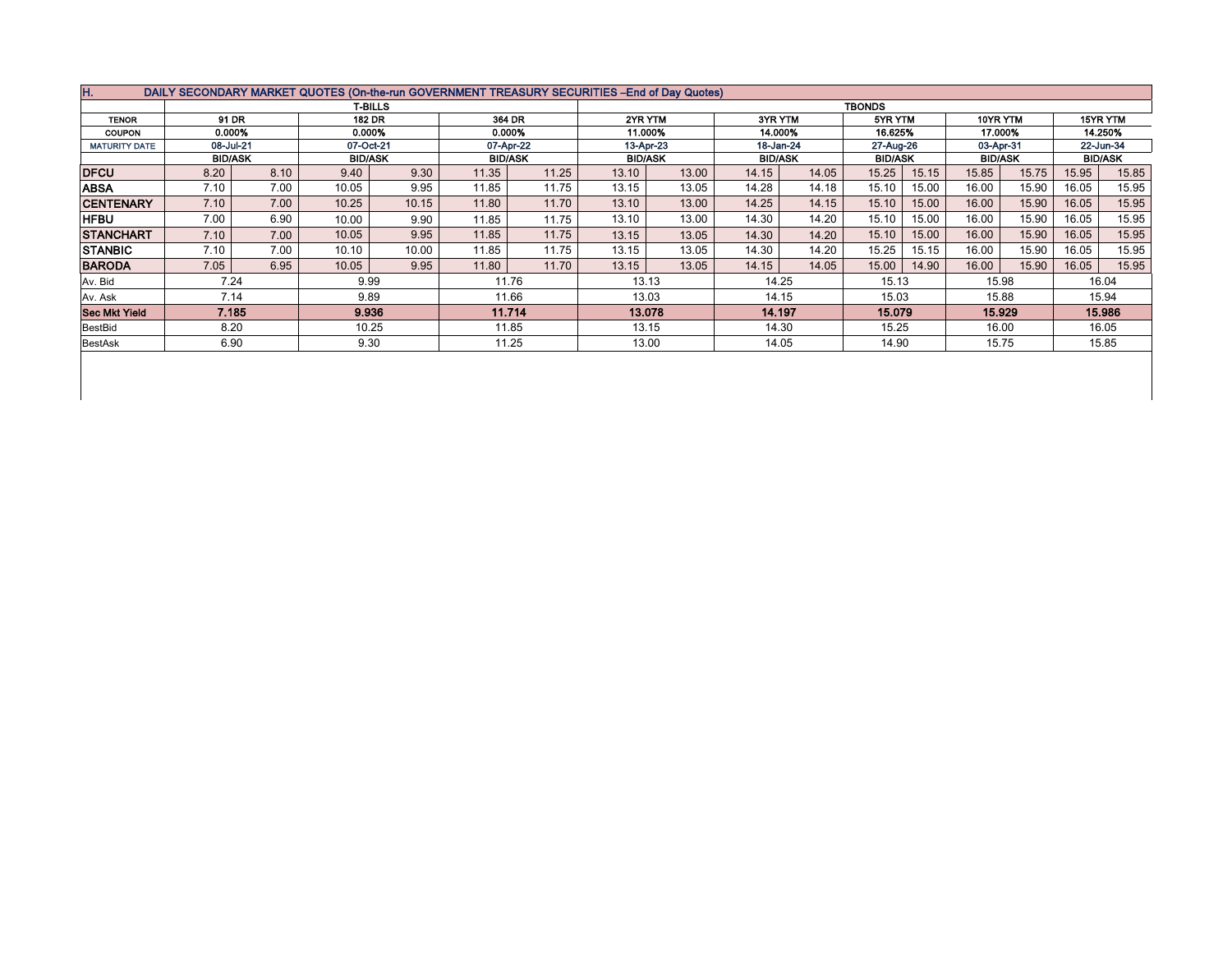**H. DAILY SECONDARY MARKET QUOTES (On-the-run GOVERNMENT TREASURY SECURITIES –End of Day Quotes)**

| | T-BILLS | | | | | | TBONDS | | | | | | | | | |
|---|---|---|---|---|---|---|---|---|---|---|---|---|---|---|---|---|
| **TENOR** | **91 DR** | | **182 DR** | | **364 DR** | | **2YR YTM** | | **3YR YTM** | | **5YR YTM** | | **10YR YTM** | | **15YR YTM** | |
| **COUPON** | **0.000%** | | **0.000%** | | **0.000%** | | **11.000%** | | **14.000%** | | **16.625%** | | **17.000%** | | **14.250%** | |
| **MATURITY DATE** | **08-Jul-21** | | **07-Oct-21** | | **07-Apr-22** | | **13-Apr-23** | | **18-Jan-24** | | **27-Aug-26** | | **03-Apr-31** | | **22-Jun-34** | |
| | **BID/ASK** | | **BID/ASK** | | **BID/ASK** | | **BID/ASK** | | **BID/ASK** | | **BID/ASK** | | **BID/ASK** | | **BID/ASK** | |
| **DFCU** | 8.20 | 8.10 | 9.40 | 9.30 | 11.35 | 11.25 | 13.10 | 13.00 | 14.15 | 14.05 | 15.25 | 15.15 | 15.85 | 15.75 | 15.95 | 15.85 |
| **ABSA** | 7.10 | 7.00 | 10.05 | 9.95 | 11.85 | 11.75 | 13.15 | 13.05 | 14.28 | 14.18 | 15.10 | 15.00 | 16.00 | 15.90 | 16.05 | 15.95 |
| **CENTENARY** | 7.10 | 7.00 | 10.25 | 10.15 | 11.80 | 11.70 | 13.10 | 13.00 | 14.25 | 14.15 | 15.10 | 15.00 | 16.00 | 15.90 | 16.05 | 15.95 |
| **HFBU** | 7.00 | 6.90 | 10.00 | 9.90 | 11.85 | 11.75 | 13.10 | 13.00 | 14.30 | 14.20 | 15.10 | 15.00 | 16.00 | 15.90 | 16.05 | 15.95 |
| **STANCHART** | 7.10 | 7.00 | 10.05 | 9.95 | 11.85 | 11.75 | 13.15 | 13.05 | 14.30 | 14.20 | 15.10 | 15.00 | 16.00 | 15.90 | 16.05 | 15.95 |
| **STANBIC** | 7.10 | 7.00 | 10.10 | 10.00 | 11.85 | 11.75 | 13.15 | 13.05 | 14.30 | 14.20 | 15.25 | 15.15 | 16.00 | 15.90 | 16.05 | 15.95 |
| **BARODA** | 7.05 | 6.95 | 10.05 | 9.95 | 11.80 | 11.70 | 13.15 | 13.05 | 14.15 | 14.05 | 15.00 | 14.90 | 16.00 | 15.90 | 16.05 | 15.95 |
| Av. Bid | 7.24 | | 9.99 | | 11.76 | | 13.13 | | 14.25 | | 15.13 | | 15.98 | | 16.04 | |
| Av. Ask | 7.14 | | 9.89 | | 11.66 | | 13.03 | | 14.15 | | 15.03 | | 15.88 | | 15.94 | |
| **Sec Mkt Yield** | **7.185** | | **9.936** | | **11.714** | | **13.078** | | **14.197** | | **15.079** | | **15.929** | | **15.986** | |
| BestBid | 8.20 | | 10.25 | | 11.85 | | 13.15 | | 14.30 | | 15.25 | | 16.00 | | 16.05 | |
| BestAsk | 6.90 | | 9.30 | | 11.25 | | 13.00 | | 14.05 | | 14.90 | | 15.75 | | 15.85 | |